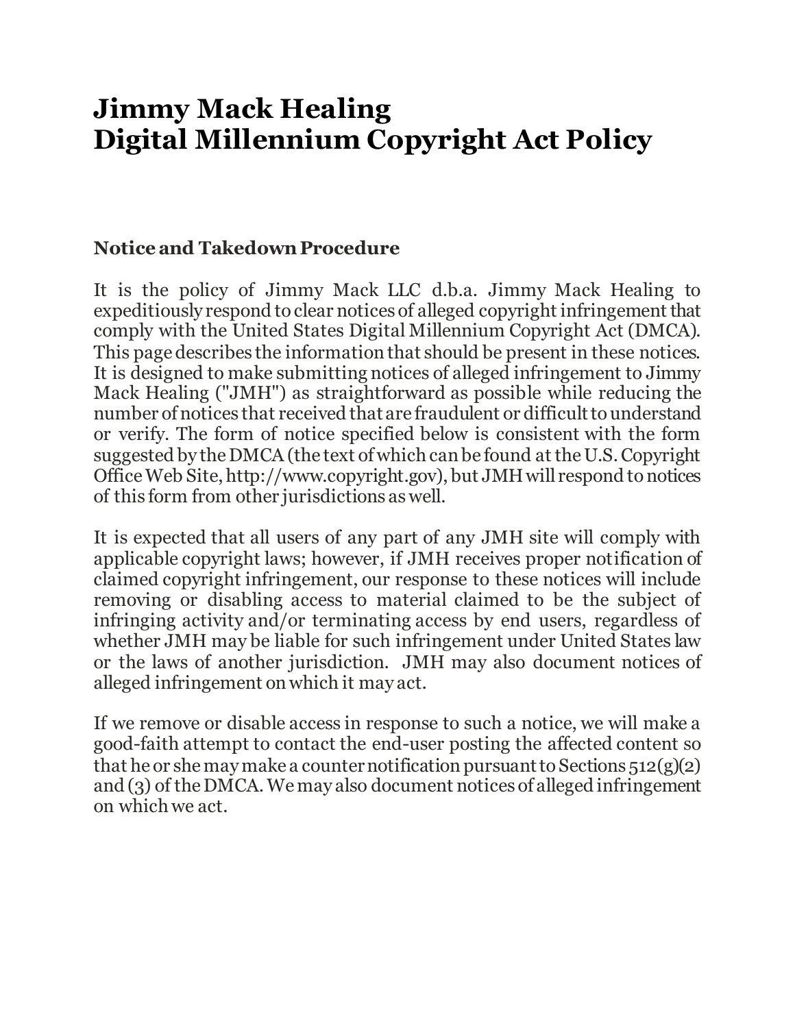# Jimmy Mack Healing
# Digital Millennium Copyright Act Policy

## Notice and Takedown Procedure

It is the policy of Jimmy Mack LLC d.b.a. Jimmy Mack Healing to expeditiously respond to clear notices of alleged copyright infringement that comply with the United States Digital Millennium Copyright Act (DMCA). This page describes the information that should be present in these notices. It is designed to make submitting notices of alleged infringement to Jimmy Mack Healing ("JMH") as straightforward as possible while reducing the number of notices that received that are fraudulent or difficult to understand or verify. The form of notice specified below is consistent with the form suggested by the DMCA (the text of which can be found at the U.S. Copyright Office Web Site, http://www.copyright.gov), but JMH will respond to notices of this form from other jurisdictions as well.

It is expected that all users of any part of any JMH site will comply with applicable copyright laws; however, if JMH receives proper notification of claimed copyright infringement, our response to these notices will include removing or disabling access to material claimed to be the subject of infringing activity and/or terminating access by end users, regardless of whether JMH may be liable for such infringement under United States law or the laws of another jurisdiction. JMH may also document notices of alleged infringement on which it may act.

If we remove or disable access in response to such a notice, we will make a good-faith attempt to contact the end-user posting the affected content so that he or she may make a counter notification pursuant to Sections 512(g)(2) and (3) of the DMCA. We may also document notices of alleged infringement on which we act.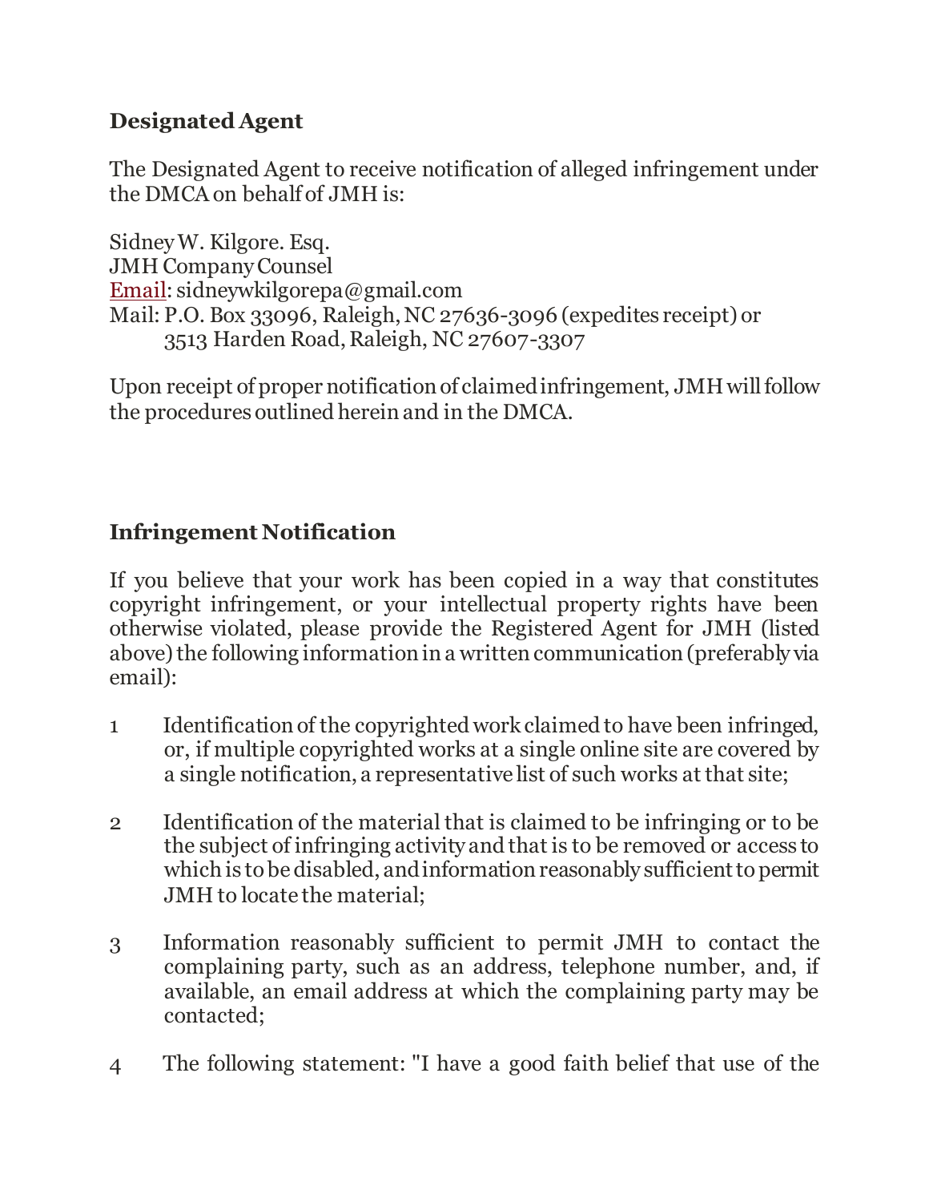**Designated Agent**

The Designated Agent to receive notification of alleged infringement under the DMCA on behalf of JMH is:

Sidney W. Kilgore. Esq.
JMH Company Counsel
Email: sidneywkilgorepa@gmail.com
Mail: P.O. Box 33096, Raleigh, NC 27636-3096 (expedites receipt) or
3513 Harden Road, Raleigh, NC 27607-3307

Upon receipt of proper notification of claimed infringement, JMH will follow the procedures outlined herein and in the DMCA.

**Infringement Notification**

If you believe that your work has been copied in a way that constitutes copyright infringement, or your intellectual property rights have been otherwise violated, please provide the Registered Agent for JMH (listed above) the following information in a written communication (preferably via email):

1. Identification of the copyrighted work claimed to have been infringed, or, if multiple copyrighted works at a single online site are covered by a single notification, a representative list of such works at that site;

2. Identification of the material that is claimed to be infringing or to be the subject of infringing activity and that is to be removed or access to which is to be disabled, and information reasonably sufficient to permit JMH to locate the material;

3. Information reasonably sufficient to permit JMH to contact the complaining party, such as an address, telephone number, and, if available, an email address at which the complaining party may be contacted;

4. The following statement: "I have a good faith belief that use of the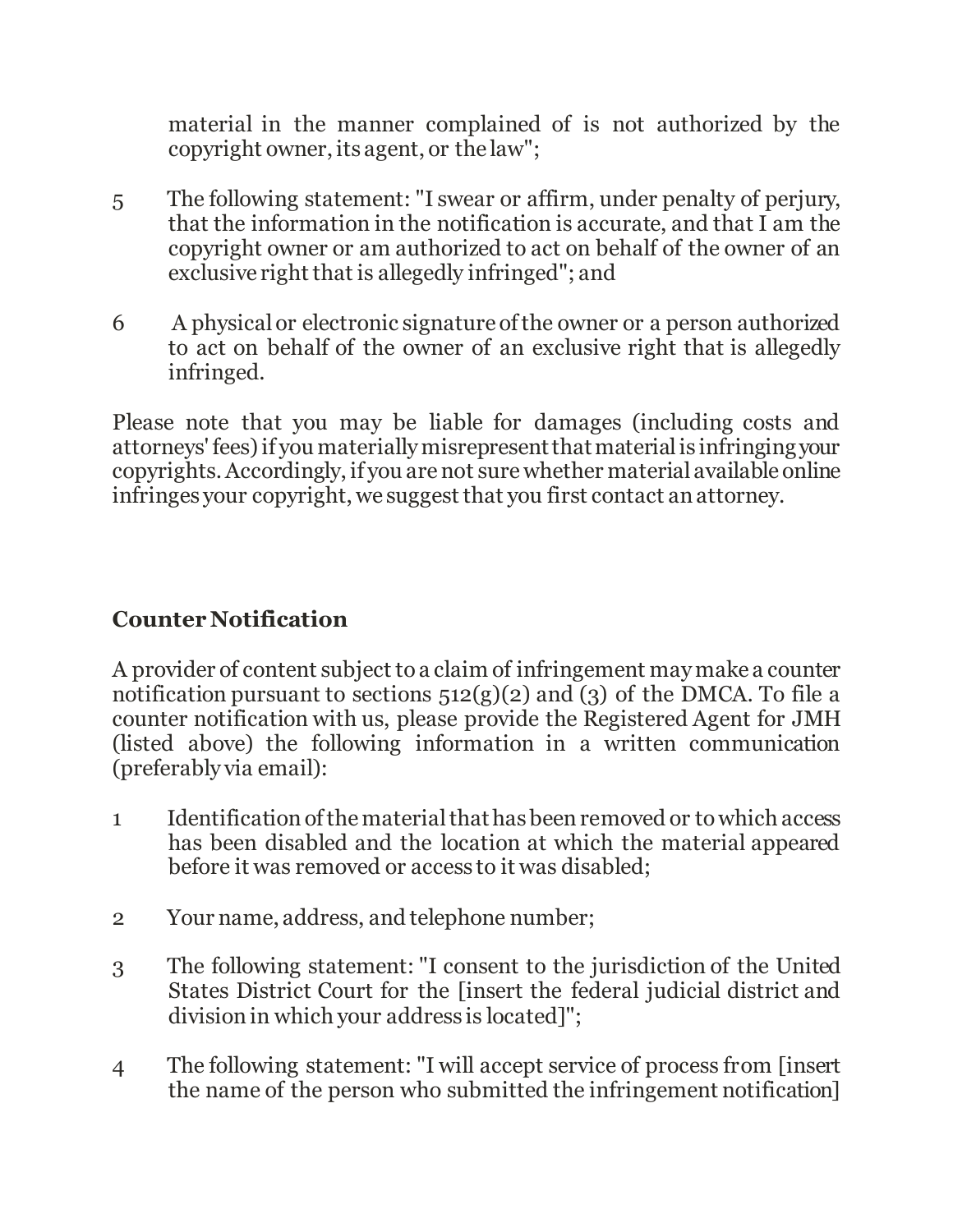material in the manner complained of is not authorized by the copyright owner, its agent, or the law";

5 The following statement: "I swear or affirm, under penalty of perjury, that the information in the notification is accurate, and that I am the copyright owner or am authorized to act on behalf of the owner of an exclusive right that is allegedly infringed"; and

6 A physical or electronic signature of the owner or a person authorized to act on behalf of the owner of an exclusive right that is allegedly infringed.

Please note that you may be liable for damages (including costs and attorneys' fees) if you materially misrepresent that material is infringing your copyrights. Accordingly, if you are not sure whether material available online infringes your copyright, we suggest that you first contact an attorney.

## Counter Notification

A provider of content subject to a claim of infringement may make a counter notification pursuant to sections 512(g)(2) and (3) of the DMCA. To file a counter notification with us, please provide the Registered Agent for JMH (listed above) the following information in a written communication (preferably via email):

1 Identification of the material that has been removed or to which access has been disabled and the location at which the material appeared before it was removed or access to it was disabled;

2 Your name, address, and telephone number;

3 The following statement: "I consent to the jurisdiction of the United States District Court for the [insert the federal judicial district and division in which your address is located]";

4 The following statement: "I will accept service of process from [insert the name of the person who submitted the infringement notification]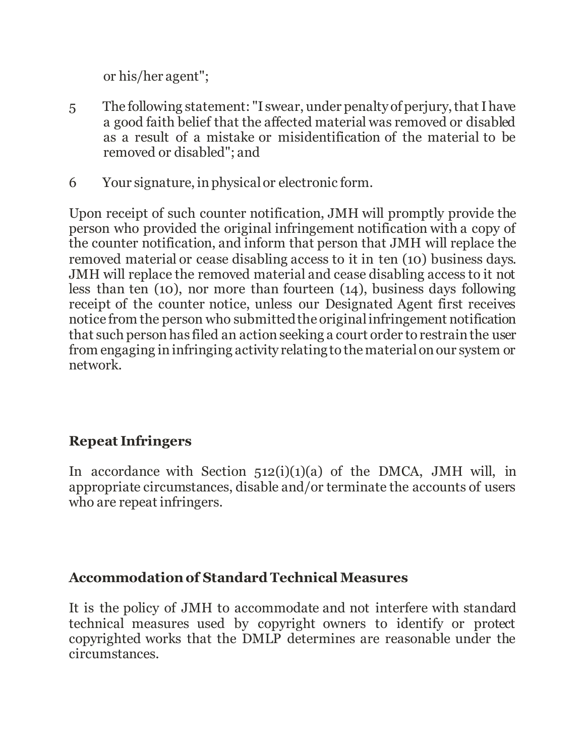or his/her agent";

5. The following statement: "I swear, under penalty of perjury, that I have a good faith belief that the affected material was removed or disabled as a result of a mistake or misidentification of the material to be removed or disabled"; and
6. Your signature, in physical or electronic form.

Upon receipt of such counter notification, JMH will promptly provide the person who provided the original infringement notification with a copy of the counter notification, and inform that person that JMH will replace the removed material or cease disabling access to it in ten (10) business days. JMH will replace the removed material and cease disabling access to it not less than ten (10), nor more than fourteen (14), business days following receipt of the counter notice, unless our Designated Agent first receives notice from the person who submitted the original infringement notification that such person has filed an action seeking a court order to restrain the user from engaging in infringing activity relating to the material on our system or network.

## Repeat Infringers

In accordance with Section 512(i)(1)(a) of the DMCA, JMH will, in appropriate circumstances, disable and/or terminate the accounts of users who are repeat infringers.

## Accommodation of Standard Technical Measures

It is the policy of JMH to accommodate and not interfere with standard technical measures used by copyright owners to identify or protect copyrighted works that the DMLP determines are reasonable under the circumstances.